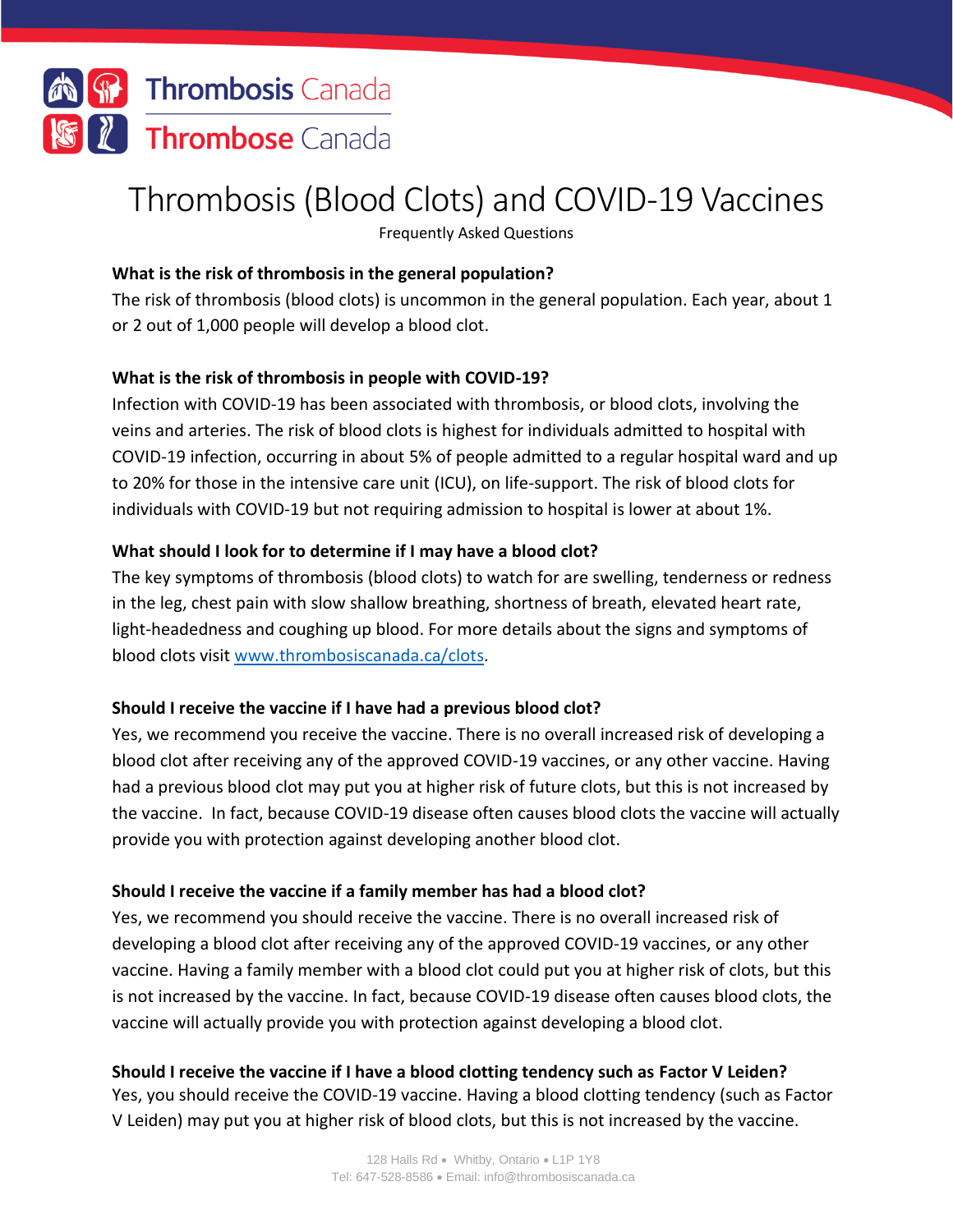Thrombosis Canada
Thrombose Canada

# Thrombosis (Blood Clots) and COVID-19 Vaccines

Frequently Asked Questions

**What is the risk of thrombosis in the general population?**

The risk of thrombosis (blood clots) is uncommon in the general population. Each year, about 1 or 2 out of 1,000 people will develop a blood clot.

**What is the risk of thrombosis in people with COVID-19?**

Infection with COVID-19 has been associated with thrombosis, or blood clots, involving the veins and arteries. The risk of blood clots is highest for individuals admitted to hospital with COVID-19 infection, occurring in about 5% of people admitted to a regular hospital ward and up to 20% for those in the intensive care unit (ICU), on life-support. The risk of blood clots for individuals with COVID-19 but not requiring admission to hospital is lower at about 1%.

**What should I look for to determine if I may have a blood clot?**

The key symptoms of thrombosis (blood clots) to watch for are swelling, tenderness or redness in the leg, chest pain with slow shallow breathing, shortness of breath, elevated heart rate, light-headedness and coughing up blood. For more details about the signs and symptoms of blood clots visit [www.thrombosiscanada.ca/clots](www.thrombosiscanada.ca/clots).

**Should I receive the vaccine if I have had a previous blood clot?**

Yes, we recommend you receive the vaccine. There is no overall increased risk of developing a blood clot after receiving any of the approved COVID-19 vaccines, or any other vaccine. Having had a previous blood clot may put you at higher risk of future clots, but this is not increased by the vaccine. In fact, because COVID-19 disease often causes blood clots the vaccine will actually provide you with protection against developing another blood clot.

**Should I receive the vaccine if a family member has had a blood clot?**

Yes, we recommend you should receive the vaccine. There is no overall increased risk of developing a blood clot after receiving any of the approved COVID-19 vaccines, or any other vaccine. Having a family member with a blood clot could put you at higher risk of clots, but this is not increased by the vaccine. In fact, because COVID-19 disease often causes blood clots, the vaccine will actually provide you with protection against developing a blood clot.

**Should I receive the vaccine if I have a blood clotting tendency such as Factor V Leiden?**

Yes, you should receive the COVID-19 vaccine. Having a blood clotting tendency (such as Factor V Leiden) may put you at higher risk of blood clots, but this is not increased by the vaccine.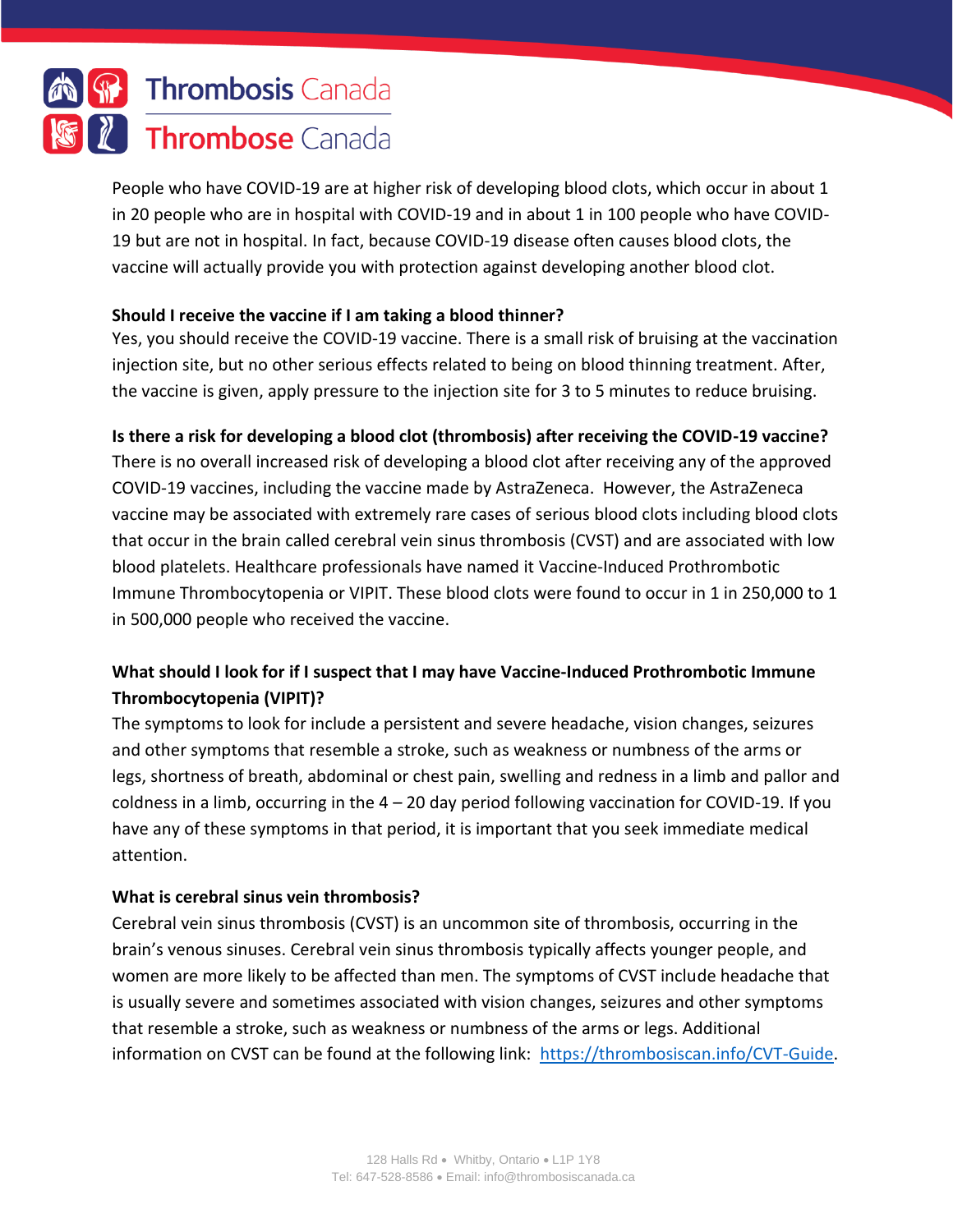People who have COVID-19 are at higher risk of developing blood clots, which occur in about 1 in 20 people who are in hospital with COVID-19 and in about 1 in 100 people who have COVID-19 but are not in hospital. In fact, because COVID-19 disease often causes blood clots, the vaccine will actually provide you with protection against developing another blood clot.

**Should I receive the vaccine if I am taking a blood thinner?**

Yes, you should receive the COVID-19 vaccine. There is a small risk of bruising at the vaccination injection site, but no other serious effects related to being on blood thinning treatment. After, the vaccine is given, apply pressure to the injection site for 3 to 5 minutes to reduce bruising.

**Is there a risk for developing a blood clot (thrombosis) after receiving the COVID-19 vaccine?**

There is no overall increased risk of developing a blood clot after receiving any of the approved COVID-19 vaccines, including the vaccine made by AstraZeneca. However, the AstraZeneca vaccine may be associated with extremely rare cases of serious blood clots including blood clots that occur in the brain called cerebral vein sinus thrombosis (CVST) and are associated with low blood platelets. Healthcare professionals have named it Vaccine-Induced Prothrombotic Immune Thrombocytopenia or VIPIT. These blood clots were found to occur in 1 in 250,000 to 1 in 500,000 people who received the vaccine.

**What should I look for if I suspect that I may have Vaccine-Induced Prothrombotic Immune Thrombocytopenia (VIPIT)?**

The symptoms to look for include a persistent and severe headache, vision changes, seizures and other symptoms that resemble a stroke, such as weakness or numbness of the arms or legs, shortness of breath, abdominal or chest pain, swelling and redness in a limb and pallor and coldness in a limb, occurring in the 4 – 20 day period following vaccination for COVID-19. If you have any of these symptoms in that period, it is important that you seek immediate medical attention.

**What is cerebral sinus vein thrombosis?**

Cerebral vein sinus thrombosis (CVST) is an uncommon site of thrombosis, occurring in the brain's venous sinuses. Cerebral vein sinus thrombosis typically affects younger people, and women are more likely to be affected than men. The symptoms of CVST include headache that is usually severe and sometimes associated with vision changes, seizures and other symptoms that resemble a stroke, such as weakness or numbness of the arms or legs. Additional information on CVST can be found at the following link: https://thrombosiscan.info/CVT-Guide.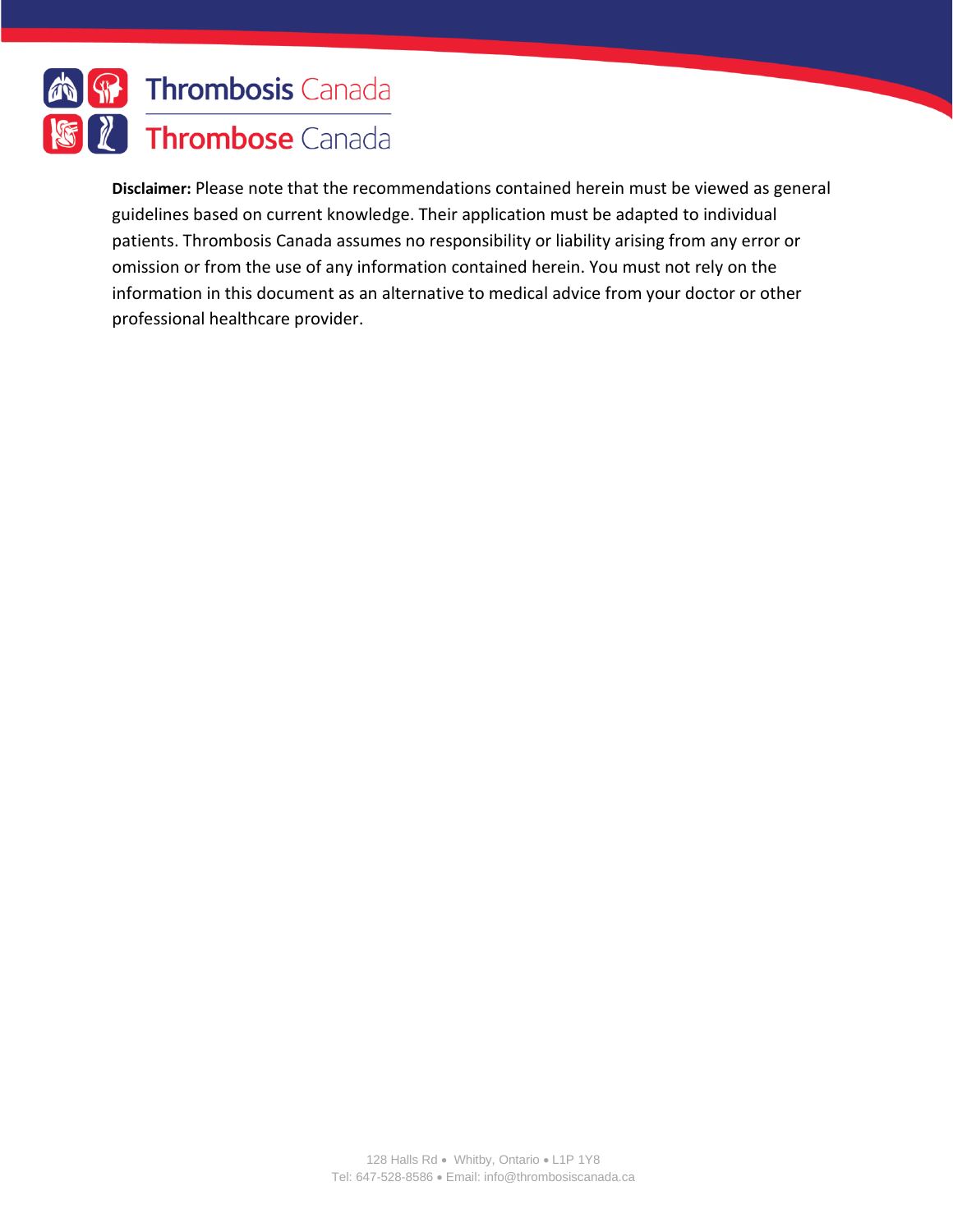**Disclaimer:** Please note that the recommendations contained herein must be viewed as general guidelines based on current knowledge. Their application must be adapted to individual patients. Thrombosis Canada assumes no responsibility or liability arising from any error or omission or from the use of any information contained herein. You must not rely on the information in this document as an alternative to medical advice from your doctor or other professional healthcare provider.